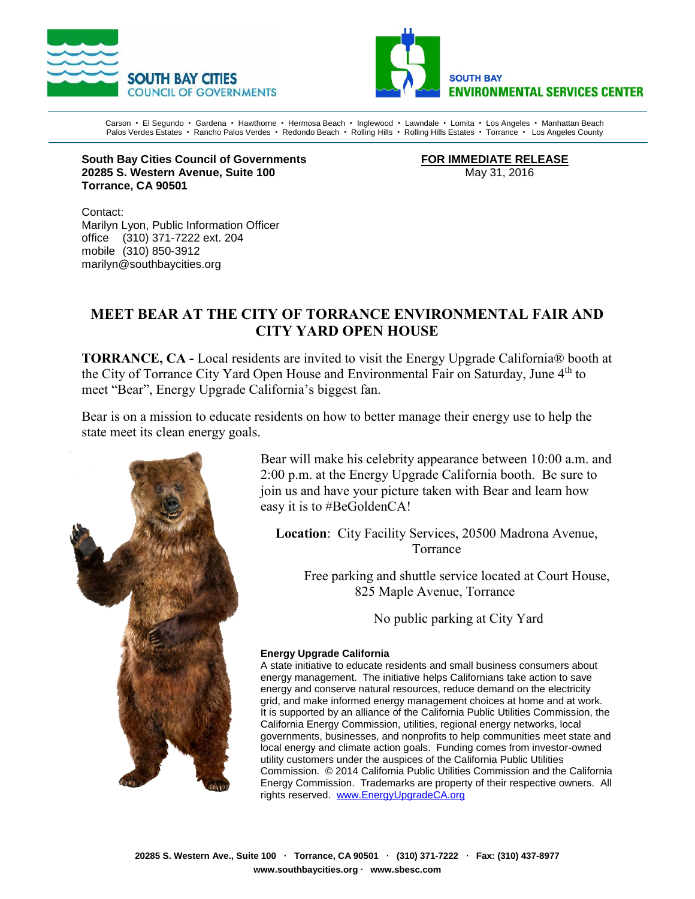SOUTH BAY CITIES
COUNCIL OF GOVERNMENTS

SOUTH BAY
ENVIRONMENTAL SERVICES CENTER

Carson • El Segundo • Gardena • Hawthorne • Hermosa Beach • Inglewood • Lawndale • Lomita • Los Angeles • Manhattan Beach
Palos Verdes Estates • Rancho Palos Verdes • Redondo Beach • Rolling Hills • Rolling Hills Estates • Torrance • Los Angeles County

**South Bay Cities Council of Governments**
**20285 S. Western Avenue, Suite 100**
**Torrance, CA 90501**

**FOR IMMEDIATE RELEASE**
May 31, 2016

Contact:
Marilyn Lyon, Public Information Officer
office (310) 371-7222 ext. 204
mobile (310) 850-3912
marilyn@southbaycities.org

# MEET BEAR AT THE CITY OF TORRANCE ENVIRONMENTAL FAIR AND CITY YARD OPEN HOUSE

**TORRANCE, CA -** Local residents are invited to visit the Energy Upgrade California® booth at the City of Torrance City Yard Open House and Environmental Fair on Saturday, June 4th to meet "Bear", Energy Upgrade California's biggest fan.

Bear is on a mission to educate residents on how to better manage their energy use to help the state meet its clean energy goals.

Bear will make his celebrity appearance between 10:00 a.m. and 2:00 p.m. at the Energy Upgrade California booth. Be sure to join us and have your picture taken with Bear and learn how easy it is to #BeGoldenCA!

**Location**: City Facility Services, 20500 Madrona Avenue, Torrance

Free parking and shuttle service located at Court House, 825 Maple Avenue, Torrance

No public parking at City Yard

**Energy Upgrade California**
A state initiative to educate residents and small business consumers about energy management. The initiative helps Californians take action to save energy and conserve natural resources, reduce demand on the electricity grid, and make informed energy management choices at home and at work. It is supported by an alliance of the California Public Utilities Commission, the California Energy Commission, utilities, regional energy networks, local governments, businesses, and nonprofits to help communities meet state and local energy and climate action goals. Funding comes from investor-owned utility customers under the auspices of the California Public Utilities Commission. © 2014 California Public Utilities Commission and the California Energy Commission. Trademarks are property of their respective owners. All rights reserved. www.EnergyUpgradeCA.org

**20285 S. Western Ave., Suite 100 · Torrance, CA 90501 · (310) 371-7222 · Fax: (310) 437-8977**
**www.southbaycities.org · www.sbesc.com**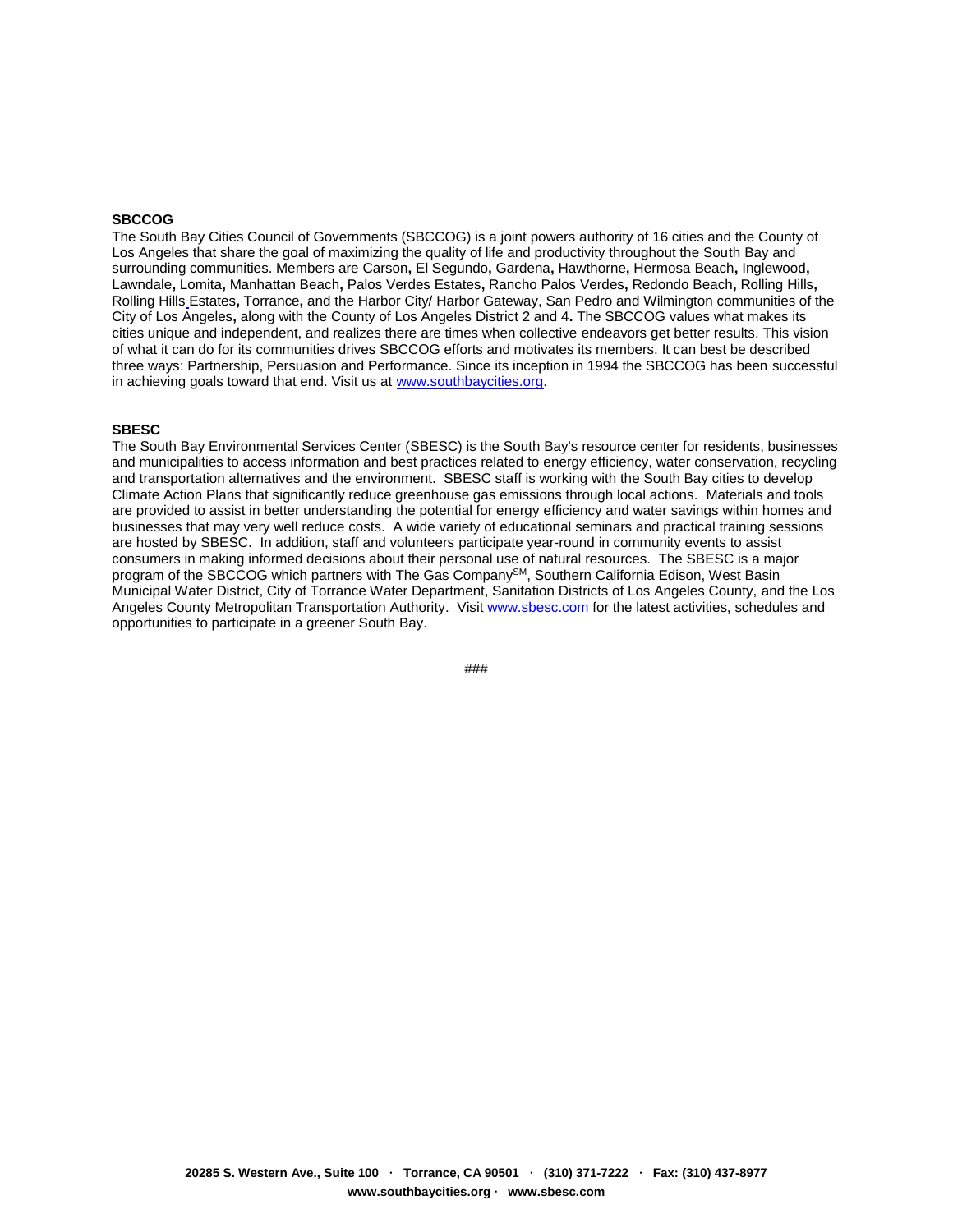**SBCCOG**

The South Bay Cities Council of Governments (SBCCOG) is a joint powers authority of 16 cities and the County of Los Angeles that share the goal of maximizing the quality of life and productivity throughout the South Bay and surrounding communities. Members are Carson, El Segundo, Gardena, Hawthorne, Hermosa Beach, Inglewood, Lawndale, Lomita, Manhattan Beach, Palos Verdes Estates, Rancho Palos Verdes, Redondo Beach, Rolling Hills, Rolling Hills Estates, Torrance, and the Harbor City/ Harbor Gateway, San Pedro and Wilmington communities of the City of Los Angeles, along with the County of Los Angeles District 2 and 4. The SBCCOG values what makes its cities unique and independent, and realizes there are times when collective endeavors get better results. This vision of what it can do for its communities drives SBCCOG efforts and motivates its members. It can best be described three ways: Partnership, Persuasion and Performance. Since its inception in 1994 the SBCCOG has been successful in achieving goals toward that end. Visit us at www.southbaycities.org.

**SBESC**

The South Bay Environmental Services Center (SBESC) is the South Bay's resource center for residents, businesses and municipalities to access information and best practices related to energy efficiency, water conservation, recycling and transportation alternatives and the environment. SBESC staff is working with the South Bay cities to develop Climate Action Plans that significantly reduce greenhouse gas emissions through local actions. Materials and tools are provided to assist in better understanding the potential for energy efficiency and water savings within homes and businesses that may very well reduce costs. A wide variety of educational seminars and practical training sessions are hosted by SBESC. In addition, staff and volunteers participate year-round in community events to assist consumers in making informed decisions about their personal use of natural resources. The SBESC is a major program of the SBCCOG which partners with The Gas Company℠, Southern California Edison, West Basin Municipal Water District, City of Torrance Water Department, Sanitation Districts of Los Angeles County, and the Los Angeles County Metropolitan Transportation Authority. Visit www.sbesc.com for the latest activities, schedules and opportunities to participate in a greener South Bay.

###

**20285 S. Western Ave., Suite 100 · Torrance, CA 90501 · (310) 371-7222 · Fax: (310) 437-8977**
**www.southbaycities.org · www.sbesc.com**